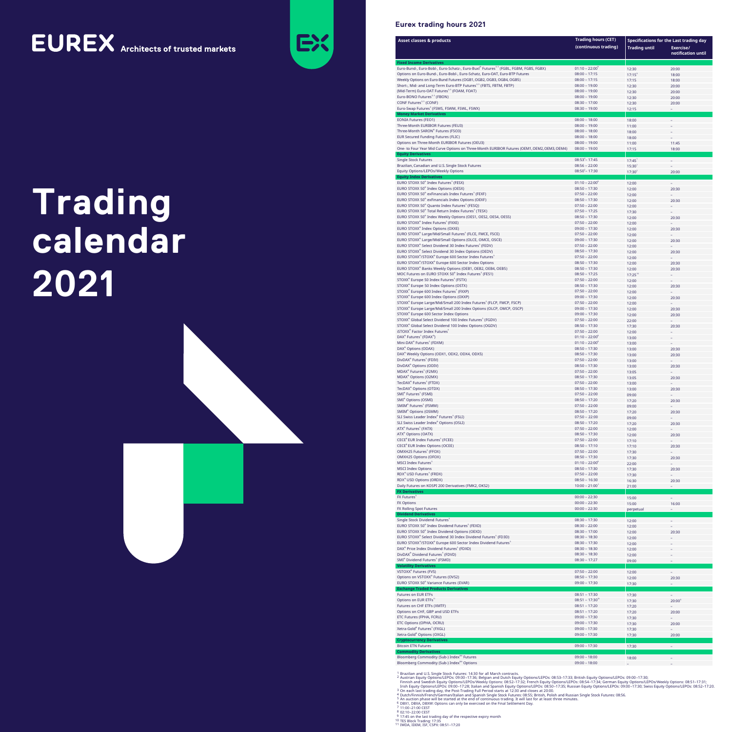# EUREX Architects of trusted markets

# Trading calendar 2021

## Eurex trading hours 2021

| Asset classes & products | Trading hours (CET) (continuous trading) | Specifications for the Last trading day: Trading until | Exercise/ notification until |
|---|---|---|---|
| **Fixed Income Derivatives** | | | |
| Euro-Bund-, Euro-Bobl-, Euro-Schatz-, Euro-Buxl® Futures[3,5] (FGBL, FGBM, FGBS, FGBX) | 01:10 – 22:00[8] | 12:30 | 20:00 |
| Options on Euro-Bund-, Euro-Bobl-, Euro-Schatz, Euro-OAT, Euro-BTP Futures | 08:00 – 17:15 | 17:15[9] | 18:00 |
| Weekly Options on Euro-Bund Futures (OGB1, OGB2, OGB3, OGB4, OGB5) | 08:00 – 17:15 | 17:15 | 18:00 |
| Short-, Mid- and Long-Term Euro-BTP Futures[3,5] (FBTS, FBTM, FBTP) | 08:00 – 19:00 | 12:30 | 20:00 |
| (Mid-Term) Euro-OAT Futures[3,5] (FOAM, FOAT) | 08:00 – 19:00 | 12:30 | 20:00 |
| Euro-BONO Futures[3,5] (FBON) | 08:00 – 19:00 | 12:30 | 20:00 |
| CONF Futures[3,5] (CONF) | 08:30 – 17:00 | 12:30 | 20:00 |
| Euro-Swap Futures[5] (FSWS, FSWM, FSWL, FSWX) | 08:30 – 19:00 | 12:15 | – |
| **Money Market Derivatives** | | | |
| EONIA Futures (FEO1) | 08:00 – 18:00 | 18:00 | – |
| Three-Month EURIBOR Futures (FEU3) | 08:00 – 19:00 | 11:00 | – |
| Three-Month SARON® Futures (FSO3) | 08:00 – 18:00 | 18:00 | – |
| EUR Secured Funding Futures (FLIC) | 08:00 – 18:00 | 18:00 | – |
| Options on Three-Month EURIBOR Futures (OEU3) | 08:00 – 19:00 | 11:00 | 11:45 |
| One- to Four Year Mid Curve Options on Three-Month EURIBOR Futures (OEM1, OEM2, OEM3, OEM4) | 08:00 – 19:00 | 17:15 | 18:00 |
| **Equity Derivatives** | | | |
| Single Stock Futures | 08:53[4] – 17:45 | 17:45[1] | – |
| Brazilian, Canadian and U.S. Single Stock Futures | 08:56 – 22:00 | 15:30[1] | – |
| Equity Options/LEPOs/Weekly Options | 08:50[2] – 17:30 | 17:30[2] | 20:00 |
| **Equity Index Derivatives** | | | |
| EURO STOXX 50® Index Futures[5] (FESX) | 01:10 – 22:00[8] | 12:00 | – |
| EURO STOXX 50® Index Options (OESX) | 08:50 – 17:30 | 12:00 | 20:30 |
| EURO STOXX 50® exFinancials Index Futures[5] (FEXF) | 07:50 – 22:00 | 12:00 | – |
| EURO STOXX 50® exFinancials Index Options (OEXF) | 08:50 – 17:30 | 12:00 | 20:30 |
| EURO STOXX 50® Quanto Index Futures[5] (FESQ) | 07:50 – 22:00 | 12:00 | – |
| EURO STOXX 50® Total Return Index Futures[5] (TESX) | 07:50 – 17:25 | 17:30 | – |
| EURO STOXX 50® Index Weekly Options (OES1, OES2, OES4, OES5) | 08:50 – 17:30 | 12:00 | 20:30 |
| EURO STOXX® Index Futures[5] (FXXE) | 07:50 – 22:00 | 12:00 | – |
| EURO STOXX® Index Options (OXXE) | 09:00 – 17:30 | 12:00 | 20:30 |
| EURO STOXX® Large/Mid/Small Futures[5] (FLCE, FMCE, FSCE) | 07:50 – 22:00 | 12:00 | – |
| EURO STOXX® Large/Mid/Small Options (OLCE, OMCE, OSCE) | 09:00 – 17:30 | 12:00 | 20:30 |
| EURO STOXX® Select Dividend 30 Index Futures[5] (FEDV) | 07:50 – 22:00 | 12:00 | – |
| EURO STOXX® Select Dividend 30 Index Options (OEDV) | 08:50 – 17:30 | 12:00 | 20:30 |
| EURO STOXX®/STOXX® Europe 600 Sector Index Futures[5] | 07:50 – 22:00 | 12:00 | – |
| EURO STOXX®/STOXX® Europe 600 Sector Index Options | 08:50 – 17:30 | 12:00 | 20:30 |
| EURO STOXX® Banks Weekly Options (OEB1, OEB2, OEB4, OEB5) | 08:50 – 17:30 | 12:00 | 20:30 |
| MOC Futures on EURO STOXX 50® Index Futures[5] (FES1) | 08:50 – 17:25 | 17:25[10] | – |
| STOXX® Europe 50 Index Futures[5] (FSTX) | 07:50 – 22:00 | 12:00 | – |
| STOXX® Europe 50 Index Options (OSTX) | 08:50 – 17:30 | 12:00 | 20:30 |
| STOXX® Europe 600 Index Futures[5] (FXXP) | 07:50 – 22:00 | 12:00 | – |
| STOXX® Europe 600 Index Options (OXXP) | 09:00 – 17:30 | 12:00 | 20:30 |
| STOXX® Europe Large/Mid/Small 200 Index Futures[5] (FLCP, FMCP, FSCP) | 07:50 – 22:00 | 12:00 | – |
| STOXX® Europe Large/Mid/Small 200 Index Options (OLCP, OMCP, OSCP) | 09:00 – 17:30 | 12:00 | 20:30 |
| STOXX® Europe 600 Sector Index Options | 09:00 – 17:30 | 12:00 | 20:30 |
| STOXX® Global Select Dividend 100 Index Futures[5] (FGDV) | 07:50 – 22:00 | 22:00 | – |
| STOXX® Global Select Dividend 100 Index Options (OGDV) | 08:50 – 17:30 | 17:30 | 20:30 |
| iSTOXX® Factor Index Futures[5] | 07:50 – 22:00 | 12:00 | – |
| DAX® Futures[5] (FDAX®) | 01:10 – 22:00[8] | 13:00 | – |
| Mini-DAX® Futures[5] (FDXM) | 01:10 – 22:00[8] | 13:00 | – |
| DAX® Options (ODAX) | 08:50 – 17:30 | 13:00 | 20:30 |
| DAX® Weekly Options (ODX1, ODX2, ODX4, ODX5) | 08:50 – 17:30 | 13:00 | 20:30 |
| DivDAX® Futures[5] (FDIV) | 07:50 – 22:00 | 13:00 | – |
| DivDAX® Options (ODIV) | 08:50 – 17:30 | 13:00 | 20:30 |
| MDAX® Futures[5] (F2MX) | 07:50 – 22:00 | 13:05 | – |
| MDAX® Options (O2MX) | 08:50 – 17:30 | 13:05 | 20:30 |
| TecDAX® Futures[5] (FTDX) | 07:50 – 22:00 | 13:00 | – |
| TecDAX® Options (OTDX) | 08:50 – 17:30 | 13:00 | 20:30 |
| SMI® Futures[5] (FSMI) | 07:50 – 22:00 | 09:00 | – |
| SMI® Options (OSMI) | 08:50 – 17:20 | 17:20 | 20:30 |
| SMIM® Futures[5] (FSMM) | 07:50 – 22:00 | 09:00 | – |
| SMIM® Options (OSMM) | 08:50 – 17:20 | 17:20 | 20:30 |
| SLI Swiss Leader Index® Futures[5] (FSLI) | 07:50 – 22:00 | 09:00 | – |
| SLI Swiss Leader Index® Options (OSLI) | 08:50 – 17:20 | 17:20 | 20:30 |
| ATX® Futures[5] (FATX) | 07:50 – 22:00 | 12:00 | – |
| ATX® Options (OATX) | 08:50 – 17:30 | 12:00 | 20:30 |
| CECE® EUR Index Futures[5] (FCEE) | 07:50 – 22:00 | 17:10 | – |
| CECE® EUR Index Options (OCEE) | 08:50 – 17:10 | 17:10 | 20:30 |
| OMXH25 Futures[5] (FFOX) | 07:50 – 22:00 | 17:30 | – |
| OMXH25 Options (OFOX) | 08:50 – 17:30 | 17:30 | 20:30 |
| MSCI Index Futures[5] | 01:10 – 22:00[8] | 22:00 | – |
| MSCI Index Options | 08:50 – 17:30 | 17:30 | 20:30 |
| RDX® USD Futures[5] (FRDX) | 07:50 – 22:00 | 17:30 | – |
| RDX® USD Options (ORDX) | 08:50 – 16:30 | 16:30 | 20:30 |
| Daily Futures on KOSPI 200 Derivatives (FMK2, OKS2) | 10:00 – 21:00[7] | 21:00 | – |
| **FX Derivatives** | | | |
| FX Futures[5] | 00:00 – 22:30 | 15:00 | – |
| FX Options | 00:00 – 22:30 | 15:00 | 16:00 |
| FX Rolling Spot Futures | 00:00 – 22:30 | perpetual | – |
| **Dividend Derivatives** | | | |
| Single Stock Dividend Futures[5] | 08:30 – 17:30 | 12:00 | – |
| EURO STOXX 50® Index Dividend Futures[5] (FEXD) | 08:30 – 22:00 | 12:00 | – |
| EURO STOXX 50® Index Dividend Options (OEXD) | 08:30 – 17:00 | 12:00 | 20:30 |
| EURO STOXX® Select Dividend 30 Index Dividend Futures[5] (FD3D) | 08:30 – 18:30 | 12:00 | – |
| EURO STOXX®/STOXX® Europe 600 Sector Index Dividend Futures[5] | 08:30 – 17:30 | 12:00 | – |
| DAX® Price Index Dividend Futures[5] (FDXD) | 08:30 – 18:30 | 12:00 | – |
| DivDAX® Dividend Futures[5] (FDVD) | 08:30 – 18:30 | 12:00 | – |
| SMI® Dividend Futures[5] (FSMD) | 08:30 – 17:27 | 09:00 | – |
| **Volatility Derivatives** | | | |
| VSTOXX® Futures (FVS) | 07:50 – 22:00 | 12:00 | – |
| Options on VSTOXX® Futures (OVS2) | 08:50 – 17:30 | 12:00 | 20:30 |
| EURO STOXX 50® Variance Futures (EVAR) | 09:00 – 17:30 | 17:30 | – |
| **Exchange Traded Products Derivatives** | | | |
| Futures on EUR ETFs | 08:51 – 17:30 | 17:30 | – |
| Options on EUR ETFs[11] | 08:51 – 17:30[11] | 17:30 | 20:00[6] |
| Futures on CHF ETFs (XMTF) | 08:51 – 17:20 | 17:20 | – |
| Options on CHF, GBP and USD ETFs | 08:51 – 17:20 | 17:20 | 20:00 |
| ETC Futures (FPHA, FCRU) | 09:00 – 17:30 | 17:30 | – |
| ETC Options (OPHA, OCRU) | 09:00 – 17:30 | 17:30 | 20:00 |
| Xetra-Gold® Futures[5] (FXGL) | 09:00 – 17:30 | 17:30 | – |
| Xetra-Gold® Options (OXGL) | 09:00 – 17:30 | 17:30 | 20:00 |
| **Cryptocurrency Derivatives** | | | |
| Bitcoin ETN Futures | 09:00 – 17:30 | 17:30 | – |
| **Commodity Derivatives** | | | |
| Bloomberg Commodity (Sub-) Index℠ Futures | 09:00 – 18:00 | 18:00 | – |
| Bloomberg Commodity (Sub-) Index℠ Options | 09:00 – 18:00 | – | – |

[1] Brazilian and U.S. Single Stock Futures: 14:30 for all March contracts.
[2] Austrian Equity Options/LEPOs: 09:00 –17:36; Belgian and Dutch Equity Options/LEPOs: 08:53–17:33; British Equity Options/LEPOs: 09:00 –17:30;
Finnish and Swedish Equity Options/LEPOs/Weekly Options: 08:52–17:32; French Equity Options/LEPOs: 08:54–17:34; German Equity Options/LEPOs/Weekly Options: 08:51–17:31;
Irish Equity Options/LEPOs: 09:00 –17:28; Italian and Spanish Equity Options/LEPOs: 08:50 –17:35; Russian Equity Options/LEPOs: 09:00 –17:30; Swiss Equity Options/LEPOs: 08:52–17:20.
[3] On each last trading day, the Post-Trading Full Period starts at 12:30 and closes at 20:00.
[4] Dutch/Finnish/French/German/Italian and Spanish Single Stock Futures: 08:55; British, Polish and Russian Single Stock Futures: 08:56.
[5] An auction phase will be started at the end of continuous trading. It will last for at least three minutes.
[6] DBX1, DBXA, DBXW: Options can only be exercised on the Final Settlement Day.
[7] 11:00–21:00 CEST
[8] 02:10–22:00 CEST
[9] 17:45 on the last trading day of the respective expiry month
[10] TES Block Trading: 17:35
[11] IWDA, IDEM, ISF, CSPX: 08:51–17:20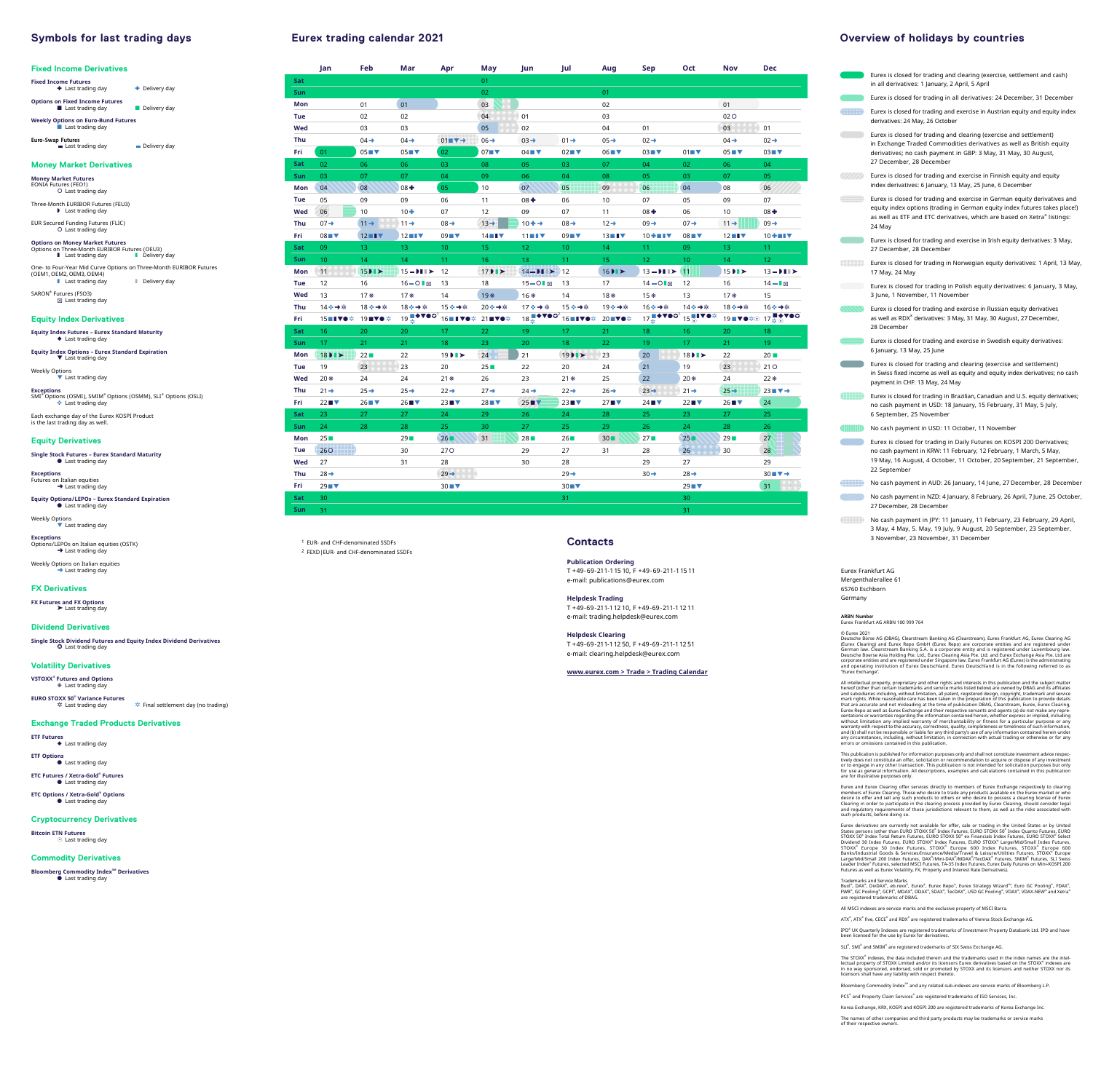## Symbols for last trading days

### Fixed Income Derivatives

**Fixed Income Futures**
✚ Last trading day ✚ Delivery day

**Options on Fixed Income Futures**
■ Last trading day ■ Delivery day

**Weekly Options on Euro-Bund Futures**
■ Last trading day

**Euro-Swap Futures**
▬ Last trading day ▬ Delivery day

### Money Market Derivatives

**Money Market Futures**
EONIA Futures (FEO1)
○ Last trading day

Three-Month EURIBOR Futures (FEU3)
◗ Last trading day

EUR Secured Funding Futures (FLIC)
○ Last trading day

**Options on Money Market Futures**
Options on Three-Month EURIBOR Futures (OEU3)
▮ Last trading day ▮ Delivery day

One- to Four-Year Mid Curve Options on Three-Month EURIBOR Futures (OEM1, OEM2, OEM3, OEM4)
▮ Last trading day ▮ Delivery day

SARON® Futures (FSO3)
⊠ Last trading day

### Equity Index Derivatives

**Equity Index Futures – Eurex Standard Maturity**
◆ Last trading day

**Equity Index Options – Eurex Standard Expiration**
▼ Last trading day

Weekly Options
▼ Last trading day

**Exceptions**
SMI® Options (OSMI), SMIM® Options (OSMM), SLI® Options (OSLI)
✣ Last trading day

Each exchange day of the Eurex KOSPI Product is the last trading day as well.

### Equity Derivatives

**Single Stock Futures – Eurex Standard Maturity**
● Last trading day

**Exceptions**
Futures on Italian equities
➜ Last trading day

**Equity Options/LEPOs – Eurex Standard Expiration**
● Last trading day

Weekly Options
▼ Last trading day

**Exceptions**
Options/LEPOs on Italian equities (OSTK)
➜ Last trading day

Weekly Options on Italian equities
➜ Last trading day

### FX Derivatives

**FX Futures and FX Options**
➤ Last trading day

### Dividend Derivatives

**Single Stock Dividend Futures and Equity Index Dividend Derivatives**
✪ Last trading day

### Volatility Derivatives

**VSTOXX® Futures and Options**
✻ Last trading day

**EURO STOXX 50® Variance Futures**
✲ Last trading day ✲ Final settlement day (no trading)

### Exchange Traded Products Derivatives

**ETF Futures**
◆ Last trading day

**ETF Options**
● Last trading day

**ETC Futures / Xetra-Gold® Futures**
● Last trading day

**ETC Options / Xetra-Gold® Options**
● Last trading day

### Cryptocurrency Derivatives

**Bitcoin ETN Futures**
⦿ Last trading day

### Commodity Derivatives

**Bloomberg Commodity Index℠ Derivatives**
● Last trading day

## Eurex trading calendar 2021

| | Jan | Feb | Mar | Apr | May | Jun | Jul | Aug | Sep | Oct | Nov | Dec |
|---|---|---|---|---|---|---|---|---|---|---|---|---|
| Sat | | | | | 01 | | | | | | | |
| Sun | | | | | 02 | | | 01 | | | | |
| Mon | | 01 | 01 | | 03 | | | 02 | | | 01 | |
| Tue | | 02 | 02 | | 04 | 01 | | 03 | | | 02 ○ | |
| Wed | | 03 | 03 | | 05 | 02 | | 04 | 01 | | 03 | 01 |
| Thu | | 04 ➜ | 04 ➜ | 01 ■▼➜ | 06 ➜ | 03 ➜ | 01 ➜ | 05 ➜ | 02 ➜ | | 04 ➜ | 02 ➜ |
| Fri | 01 | 05 ■▼ | 05 ■▼ | 02 | 07 ■▼ | 04 ■▼ | 02 ■▼ | 06 ■▼ | 03 ■▼ | 01 ■▼ | 05 ■▼ | 03 ■▼ |
| Sat | 02 | 06 | 06 | 03 | 08 | 05 | 03 | 07 | 04 | 02 | 06 | 04 |
| Sun | 03 | 07 | 07 | 04 | 09 | 06 | 04 | 08 | 05 | 03 | 07 | 05 |
| Mon | 04 | 08 | 08 ✚ | 05 | 10 | 07 | 05 | 09 | 06 | 04 | 08 | 06 |
| Tue | 05 | 09 | 09 | 06 | 11 | 08 ✚ | 06 | 10 | 07 | 05 | 09 | 07 |
| Wed | 06 | 10 | 10 ✚ | 07 | 12 | 09 | 07 | 11 | 08 ✚ | 06 | 10 | 08 ✚ |
| Thu | 07 ➜ | 11 ➜ | 11 ➜ | 08 ➜ | 13 ➜ | 10 ✚➜ | 08 ➜ | 12 ➜ | 09 ➜ | 07 ➜ | 11 ➜ | 09 ➜ |
| Fri | 08 ■▼ | 12 ■▮▼ | 12 ■▮▼ | 09 ■▼ | 14 ■▮▼ | 11 ■▮▼ | 09 ■▼ | 13 ■▮▼ | 10 ✚■▮▼ | 08 ■▼ | 12 ■▮▼ | 10 ✚■▮▼ |
| Sat | 09 | 13 | 13 | 10 | 15 | 12 | 10 | 14 | 11 | 09 | 13 | 11 |
| Sun | 10 | 14 | 14 | 11 | 16 | 13 | 11 | 15 | 12 | 10 | 14 | 12 |
| Mon | 11 | 15 ◗▮➤ | 15 ▬◗▮➤ | 12 | 17 ◗▮➤ | 14 ▬◗▮➤ | 12 | 16 ◗▮➤ | 13 ▬◗▮➤ | 11 | 15 ◗▮➤ | 13 ▬◗▮➤ |
| Tue | 12 | 16 | 16 ▬○▮⊠ | 13 | 18 | 15 ▬○▮⊠ | 13 | 17 | 14 ▬○▮⊠ | 12 | 16 | 14 ▬▮⊠ |
| Wed | 13 | 17 ✻ | 17 ✻ | 14 | 19 ✻ | 16 ✻ | 14 | 18 ✻ | 15 ✻ | 13 | 17 ✻ | 15 |
| Thu | 14 ✣➜✲ | 18 ✣➜✲ | 18 ✣➜✲ | 15 ✣➜✲ | 20 ✣➜✲ | 17 ✣➜✲ | 15 ✣➜✲ | 19 ✣➜✲ | 16 ✣➜✲ | 14 ✣➜✲ | 18 ✣➜✲ | 16 ✣➜✲ |
| Fri | 15 ■▮▼●✲ | 19 ■▼●✲ | 19 ■◆▼●✪[1] | 16 ■▮▼●✲ | 21 ■▼●✲ | 18 ■◆▼●✪[1] ✲ | 16 ■▮▼●✲ | 20 ■▼●✲ | 17 ■◆▼●✪[2] ✲ | 15 ■▮▼●✲ | 19 ■▼●✲⦿ | 17 ■◆▼●✪ ⦿ |
| Sat | 16 | 20 | 20 | 17 | 22 | 19 | 17 | 21 | 18 | 16 | 20 | 18 |
| Sun | 17 | 21 | 21 | 18 | 23 | 20 | 18 | 22 | 19 | 17 | 21 | 19 |
| Mon | 18 ◗▮➤ | 22 ■ | 22 | 19 ◗▮➤ | 24 | 21 | 19 ◗▮➤ | 23 | 20 | 18 ◗▮➤ | 22 | 20 ■ |
| Tue | 19 | 23 | 23 | 20 | 25 ■ | 22 | 20 | 24 | 21 | 19 | 23 | 21 ○ |
| Wed | 20 ✻ | 24 | 24 | 21 ✻ | 26 | 23 | 21 ✻ | 25 | 22 | 20 ✻ | 24 | 22 ✻ |
| Thu | 21 ➜ | 25 ➜ | 25 ➜ | 22 ➜ | 27 ➜ | 24 ➜ | 22 ➜ | 26 ➜ | 23 ➜ | 21 ➜ | 25 ➜ | 23 ■▼➜ |
| Fri | 22 ■▼ | 26 ■▼ | 26 ■▼ | 23 ■▼ | 28 ■▼ | 25 ■▼ | 23 ■▼ | 27 ■▼ | 24 ■▼ | 22 ■▼ | 26 ■▼ | 24 |
| Sat | 23 | 27 | 27 | 24 | 29 | 26 | 24 | 28 | 25 | 23 | 27 | 25 |
| Sun | 24 | 28 | 28 | 25 | 30 | 27 | 25 | 29 | 26 | 24 | 28 | 26 |
| Mon | 25 ■ | | 29 ■ | 26 ■ | 31 | 28 ■ | 26 ■ | 30 ■ | 27 ■ | 25 ■ | 29 ■ | 27 |
| Tue | 26 ○ | | 30 | 27 ○ | | 29 | 27 | 31 | 28 | 26 | 30 | 28 |
| Wed | 27 | | 31 | 28 | | 30 | 28 | | 29 | 27 | | 29 |
| Thu | 28 ➜ | | | 29 ➜ | | | 29 ➜ | | 30 ➜ | 28 ➜ | | 30 ■▼➜ |
| Fri | 29 ■▼ | | | 30 ■▼ | | | 30 ■▼ | | | 29 ■▼ | | 31 |
| Sat | 30 | | | | | | 31 | | | 30 | | |
| Sun | 31 | | | | | | | | | 31 | | |

[1] EUR- and CHF-denominated SSDFs
[2] FEXD|EUR- and CHF-denominated SSDFs

## Contacts

**Publication Ordering**
T +49-69-211-1 15 10, F +49-69-211-1 15 11
e-mail: publications@eurex.com

**Helpdesk Trading**
T +49-69-211-1 12 10, F +49-69-211-1 12 11
e-mail: trading.helpdesk@eurex.com

**Helpdesk Clearing**
T +49-69-211-1 12 50, F +49-69-211-1 12 51
e-mail: clearing.helpdesk@eurex.com

**www.eurex.com > Trade > Trading Calendar**

## Overview of holidays by countries

- Eurex is closed for trading and clearing (exercise, settlement and cash) in all derivatives: 1 January, 2 April, 5 April
- Eurex is closed for trading in all derivatives: 24 December, 31 December
- Eurex is closed for trading and exercise in Austrian equity and equity index derivatives: 24 May, 26 October
- Eurex is closed for trading and clearing (exercise and settlement) in Exchange Traded Commodities derivatives as well as British equity derivatives; no cash payment in GBP: 3 May, 31 May, 30 August, 27 December, 28 December
- Eurex is closed for trading and exercise in Finnish equity and equity index derivatives: 6 January, 13 May, 25 June, 6 December
- Eurex is closed for trading and exercise in German equity derivatives and equity index options (trading in German equity index futures takes place!) as well as ETF and ETC derivatives, which are based on Xetra® listings: 24 May
- Eurex is closed for trading and exercise in Irish equity derivatives: 3 May, 27 December, 28 December
- Eurex is closed for trading in Norwegian equity derivatives: 1 April, 13 May, 17 May, 24 May
- Eurex is closed for trading in Polish equity derivatives: 6 January, 3 May, 3 June, 1 November, 11 November
- Eurex is closed for trading and exercise in Russian equity derivatives as well as RDX® derivatives: 3 May, 31 May, 30 August, 27 December, 28 December
- Eurex is closed for trading and exercise in Swedish equity derivatives: 6 January, 13 May, 25 June
- Eurex is closed for trading and clearing (exercise and settlement) in Swiss fixed income as well as equity and equity index derivatives; no cash payment in CHF: 13 May, 24 May
- Eurex is closed for trading in Brazilian, Canadian and U.S. equity derivatives; no cash payment in USD: 18 January, 15 February, 31 May, 5 July, 6 September, 25 November
- No cash payment in USD: 11 October, 11 November
- Eurex is closed for trading in Daily Futures on KOSPI 200 Derivatives; no cash payment in KRW: 11 February, 12 February, 1 March, 5 May, 19 May, 16 August, 4 October, 11 October, 20 September, 21 September, 22 September
- No cash payment in AUD: 26 January, 14 June, 27 December, 28 December
- No cash payment in NZD: 4 January, 8 February, 26 April, 7 June, 25 October, 27 December, 28 December
- No cash payment in JPY: 11 January, 11 February, 23 February, 29 April, 3 May, 4 May, 5. May, 19 July, 9 August, 20 September, 23 September, 3 November, 23 November, 31 December

Eurex Frankfurt AG
Mergenthalerallee 61
65760 Eschborn
Germany

**ARBN Number**
Eurex Frankfurt AG ARBN 100 999 764

© Eurex 2021
Deutsche Börse AG (DBAG), Clearstream Banking AG (Clearstream), Eurex Frankfurt AG, Eurex Clearing AG (Eurex Clearing) and Eurex Repo GmbH (Eurex Repo) are corporate entities and are registered under German law. Clearstream Banking S.A. is a corporate entity and is registered under Luxembourg law. Deutsche Boerse Asia Holding Pte. Ltd., Eurex Clearing Asia Pte. Ltd. and Eurex Exchange Asia Pte. Ltd are corporate entities and are registered under Singapore law. Eurex Frankfurt AG (Eurex) is the administrating and operating institution of Eurex Deutschland. Eurex Deutschland is in the following referred to as "Eurex Exchange".

All intellectual property, proprietary and other rights and interests in this publication and the subject matter hereof (other than certain trademarks and service marks listed below) are owned by DBAG and its affiliates and subsidiaries including, without limitation, all patent, registered design, copyright, trademark and service mark rights. While reasonable care has been taken in the preparation of this publication to provide details that are accurate and not misleading at the time of publication DBAG, Clearstream, Eurex, Eurex Clearing, Eurex Repo as well as Eurex Exchange and their respective servants and agents (a) do not make any representations or warranties regarding the information contained herein, whether express or implied, including without limitation any implied warranty of merchantability or fitness for a particular purpose or any warranty with respect to the accuracy, correctness, quality, completeness or timeliness of such information, and (b) shall not be responsible or liable for any third party's use of any information contained herein under any circumstances, including, without limitation, in connection with actual trading or otherwise or for any errors or omissions contained in this publication.

This publication is published for information purposes only and shall not constitute investment advice respectively does not constitute an offer, solicitation or recommendation to acquire or dispose of any investment or to engage in any other transaction. This publication is not intended for solicitation purposes but only for use as general information. All descriptions, examples and calculations contained in this publication are for illustrative purposes only.

Eurex and Eurex Clearing offer services directly to members of Eurex Exchange respectively to clearing members of Eurex Clearing. Those who desire to trade any products available on the Eurex market or who desire to offer and sell any such products to others or who desire to possess a clearing license of Eurex Clearing in order to participate in the clearing process provided by Eurex Clearing, should consider legal and regulatory requirements of those jurisdictions relevant to them, as well as the risks associated with such products, before doing so.

Eurex derivatives are currently not available for offer, sale or trading in the United States or by United States persons (other than EURO STOXX 50® Index Futures, EURO STOXX 50® Index Quanto Futures, EURO STOXX 50® Index Total Return Futures, EURO STOXX 50® ex Financials Index Futures, EURO STOXX® Select Dividend 30 Index Futures, EURO STOXX® Index Futures, EURO STOXX® Large/Mid/Small Index Futures, STOXX® Europe 50 Index Futures, STOXX® Europe 600 Index Futures, STOXX® Europe 600 Banks/Industrial Goods & Services/Insurance/Media/Travel & Leisure/Utilities Futures, STOXX® Europe Large/Mid/Small 200 Index Futures, DAX®/Mini-DAX®/MDAX®/TecDAX® Futures, SMIM® Futures, SLI Swiss Leader Index® Futures, selected MSCI Futures, TA-35 Index Futures, Eurex Daily Futures on Mini-KOSPI 200 Futures as well as Eurex Volatility, FX, Property and Interest Rate Derivatives).

Trademarks and Service Marks
Buxl®, DAX®, DivDAX®, eb.rexx®, Eurex®, Eurex Repo®, Eurex Strategy Wizard℠, Euro GC Pooling®, FDAX®, FWB®, GC Pooling®, GCPI®, MDAX®, ODAX®, SDAX®, TecDAX®, USD GC Pooling®, VDAX®, VDAX-NEW® and Xetra® are registered trademarks of DBAG.

All MSCI indexes are service marks and the exclusive property of MSCI Barra.

ATX®, ATX® five, CECE® and RDX® are registered trademarks of Vienna Stock Exchange AG.

IPD® UK Quarterly Indexes are registered trademarks of Investment Property Databank Ltd. IPD and have been licensed for the use by Eurex for derivatives.

SLI®, SMI® and SMIM® are registered trademarks of SIX Swiss Exchange AG.

The STOXX® indexes, the data included therein and the trademarks used in the index names are the intellectual property of STOXX Limited and/or its licensors Eurex derivatives based on the STOXX® indexes are in no way sponsored, endorsed, sold or promoted by STOXX and its licensors and neither STOXX nor its licensors shall have any liability with respect thereto.

Bloomberg Commodity Index℠ and any related sub-indexes are service marks of Bloomberg L.P.

PCS® and Property Claim Services® are registered trademarks of ISO Services, Inc.

Korea Exchange, KRX, KOSPI and KOSPI 200 are registered trademarks of Korea Exchange Inc.

The names of other companies and third party products may be trademarks or service marks of their respective owners.